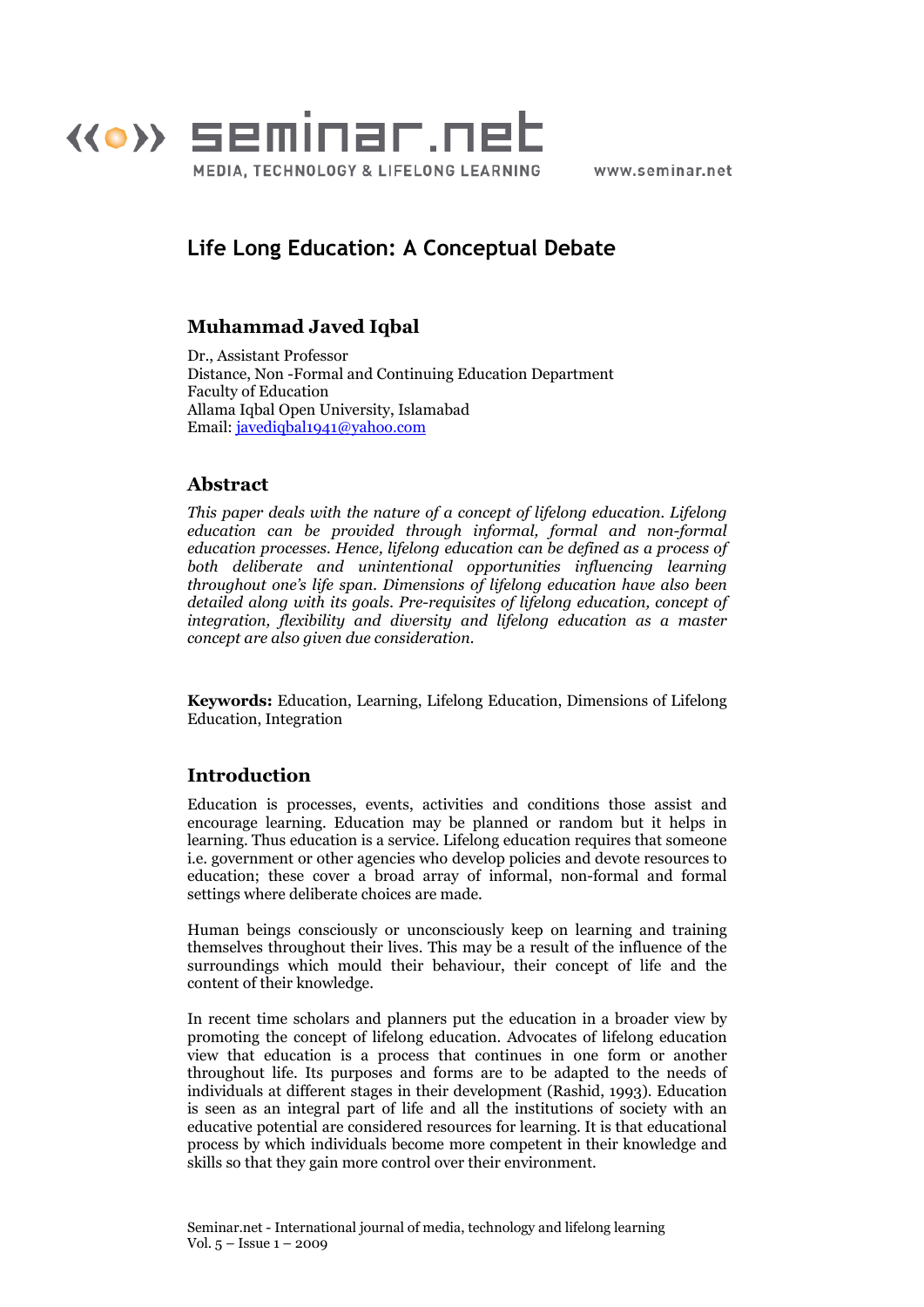# Life Long Education: A Conceptual Debate

## Muhammad Javed Iqbal

Dr., Assistant Professor
Distance, Non -Formal and Continuing Education Department
Faculty of Education
Allama Iqbal Open University, Islamabad
Email: javediqbal1941@yahoo.com

## Abstract

*This paper deals with the nature of a concept of lifelong education. Lifelong education can be provided through informal, formal and non-formal education processes. Hence, lifelong education can be defined as a process of both deliberate and unintentional opportunities influencing learning throughout one's life span. Dimensions of lifelong education have also been detailed along with its goals. Pre-requisites of lifelong education, concept of integration, flexibility and diversity and lifelong education as a master concept are also given due consideration.*

**Keywords:** Education, Learning, Lifelong Education, Dimensions of Lifelong Education, Integration

## Introduction

Education is processes, events, activities and conditions those assist and encourage learning. Education may be planned or random but it helps in learning. Thus education is a service. Lifelong education requires that someone i.e. government or other agencies who develop policies and devote resources to education; these cover a broad array of informal, non-formal and formal settings where deliberate choices are made.

Human beings consciously or unconsciously keep on learning and training themselves throughout their lives. This may be a result of the influence of the surroundings which mould their behaviour, their concept of life and the content of their knowledge.

In recent time scholars and planners put the education in a broader view by promoting the concept of lifelong education. Advocates of lifelong education view that education is a process that continues in one form or another throughout life. Its purposes and forms are to be adapted to the needs of individuals at different stages in their development (Rashid, 1993). Education is seen as an integral part of life and all the institutions of society with an educative potential are considered resources for learning. It is that educational process by which individuals become more competent in their knowledge and skills so that they gain more control over their environment.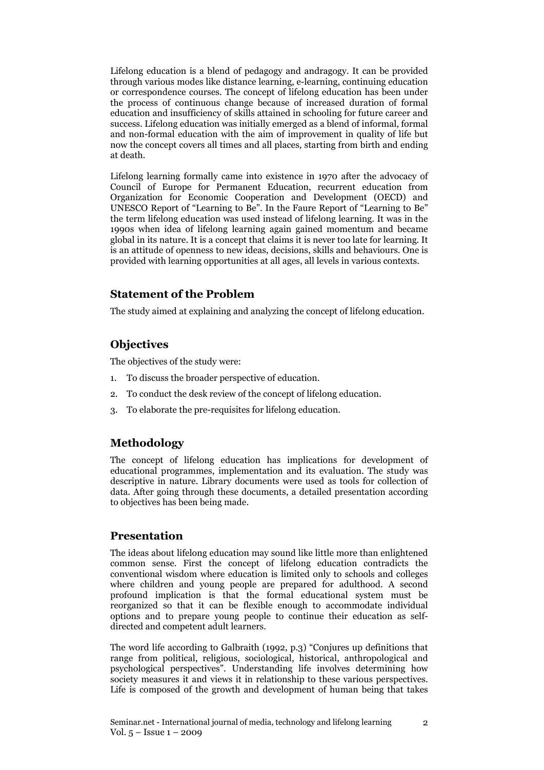Lifelong education is a blend of pedagogy and andragogy. It can be provided through various modes like distance learning, e-learning, continuing education or correspondence courses. The concept of lifelong education has been under the process of continuous change because of increased duration of formal education and insufficiency of skills attained in schooling for future career and success. Lifelong education was initially emerged as a blend of informal, formal and non-formal education with the aim of improvement in quality of life but now the concept covers all times and all places, starting from birth and ending at death.

Lifelong learning formally came into existence in 1970 after the advocacy of Council of Europe for Permanent Education, recurrent education from Organization for Economic Cooperation and Development (OECD) and UNESCO Report of "Learning to Be". In the Faure Report of "Learning to Be" the term lifelong education was used instead of lifelong learning. It was in the 1990s when idea of lifelong learning again gained momentum and became global in its nature. It is a concept that claims it is never too late for learning. It is an attitude of openness to new ideas, decisions, skills and behaviours. One is provided with learning opportunities at all ages, all levels in various contexts.

## Statement of the Problem

The study aimed at explaining and analyzing the concept of lifelong education.

## Objectives

The objectives of the study were:

1. To discuss the broader perspective of education.
2. To conduct the desk review of the concept of lifelong education.
3. To elaborate the pre-requisites for lifelong education.

## Methodology

The concept of lifelong education has implications for development of educational programmes, implementation and its evaluation. The study was descriptive in nature. Library documents were used as tools for collection of data. After going through these documents, a detailed presentation according to objectives has been being made.

## Presentation

The ideas about lifelong education may sound like little more than enlightened common sense. First the concept of lifelong education contradicts the conventional wisdom where education is limited only to schools and colleges where children and young people are prepared for adulthood. A second profound implication is that the formal educational system must be reorganized so that it can be flexible enough to accommodate individual options and to prepare young people to continue their education as self-directed and competent adult learners.

The word life according to Galbraith (1992, p.3) "Conjures up definitions that range from political, religious, sociological, historical, anthropological and psychological perspectives". Understanding life involves determining how society measures it and views it in relationship to these various perspectives. Life is composed of the growth and development of human being that takes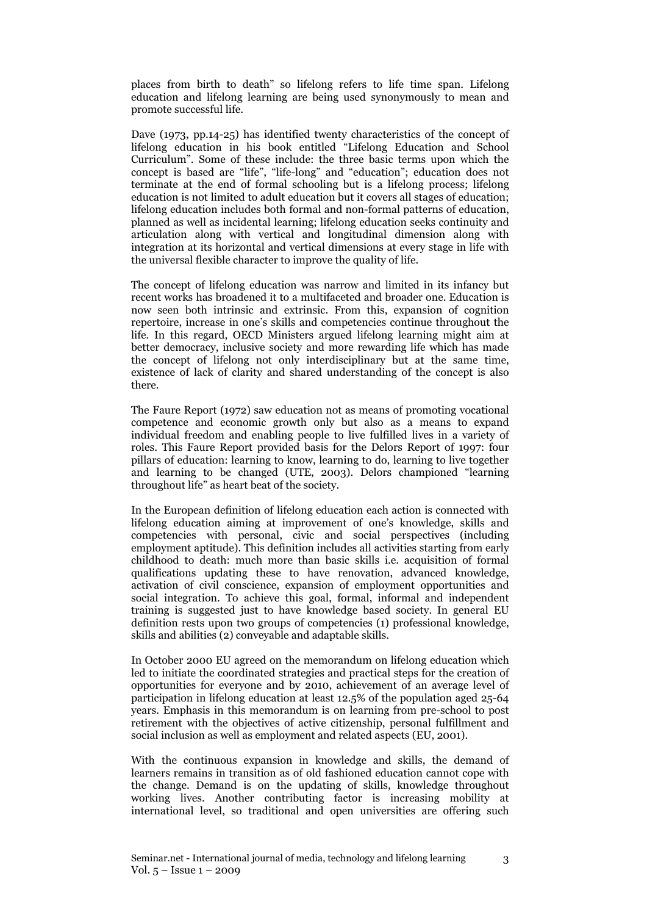places from birth to death" so lifelong refers to life time span. Lifelong education and lifelong learning are being used synonymously to mean and promote successful life.

Dave (1973, pp.14-25) has identified twenty characteristics of the concept of lifelong education in his book entitled "Lifelong Education and School Curriculum". Some of these include: the three basic terms upon which the concept is based are "life", "life-long" and "education"; education does not terminate at the end of formal schooling but is a lifelong process; lifelong education is not limited to adult education but it covers all stages of education; lifelong education includes both formal and non-formal patterns of education, planned as well as incidental learning; lifelong education seeks continuity and articulation along with vertical and longitudinal dimension along with integration at its horizontal and vertical dimensions at every stage in life with the universal flexible character to improve the quality of life.

The concept of lifelong education was narrow and limited in its infancy but recent works has broadened it to a multifaceted and broader one. Education is now seen both intrinsic and extrinsic. From this, expansion of cognition repertoire, increase in one's skills and competencies continue throughout the life. In this regard, OECD Ministers argued lifelong learning might aim at better democracy, inclusive society and more rewarding life which has made the concept of lifelong not only interdisciplinary but at the same time, existence of lack of clarity and shared understanding of the concept is also there.

The Faure Report (1972) saw education not as means of promoting vocational competence and economic growth only but also as a means to expand individual freedom and enabling people to live fulfilled lives in a variety of roles. This Faure Report provided basis for the Delors Report of 1997: four pillars of education: learning to know, learning to do, learning to live together and learning to be changed (UTE, 2003). Delors championed "learning throughout life" as heart beat of the society.

In the European definition of lifelong education each action is connected with lifelong education aiming at improvement of one's knowledge, skills and competencies with personal, civic and social perspectives (including employment aptitude). This definition includes all activities starting from early childhood to death: much more than basic skills i.e. acquisition of formal qualifications updating these to have renovation, advanced knowledge, activation of civil conscience, expansion of employment opportunities and social integration. To achieve this goal, formal, informal and independent training is suggested just to have knowledge based society. In general EU definition rests upon two groups of competencies (1) professional knowledge, skills and abilities (2) conveyable and adaptable skills.

In October 2000 EU agreed on the memorandum on lifelong education which led to initiate the coordinated strategies and practical steps for the creation of opportunities for everyone and by 2010, achievement of an average level of participation in lifelong education at least 12.5% of the population aged 25-64 years. Emphasis in this memorandum is on learning from pre-school to post retirement with the objectives of active citizenship, personal fulfillment and social inclusion as well as employment and related aspects (EU, 2001).

With the continuous expansion in knowledge and skills, the demand of learners remains in transition as of old fashioned education cannot cope with the change. Demand is on the updating of skills, knowledge throughout working lives. Another contributing factor is increasing mobility at international level, so traditional and open universities are offering such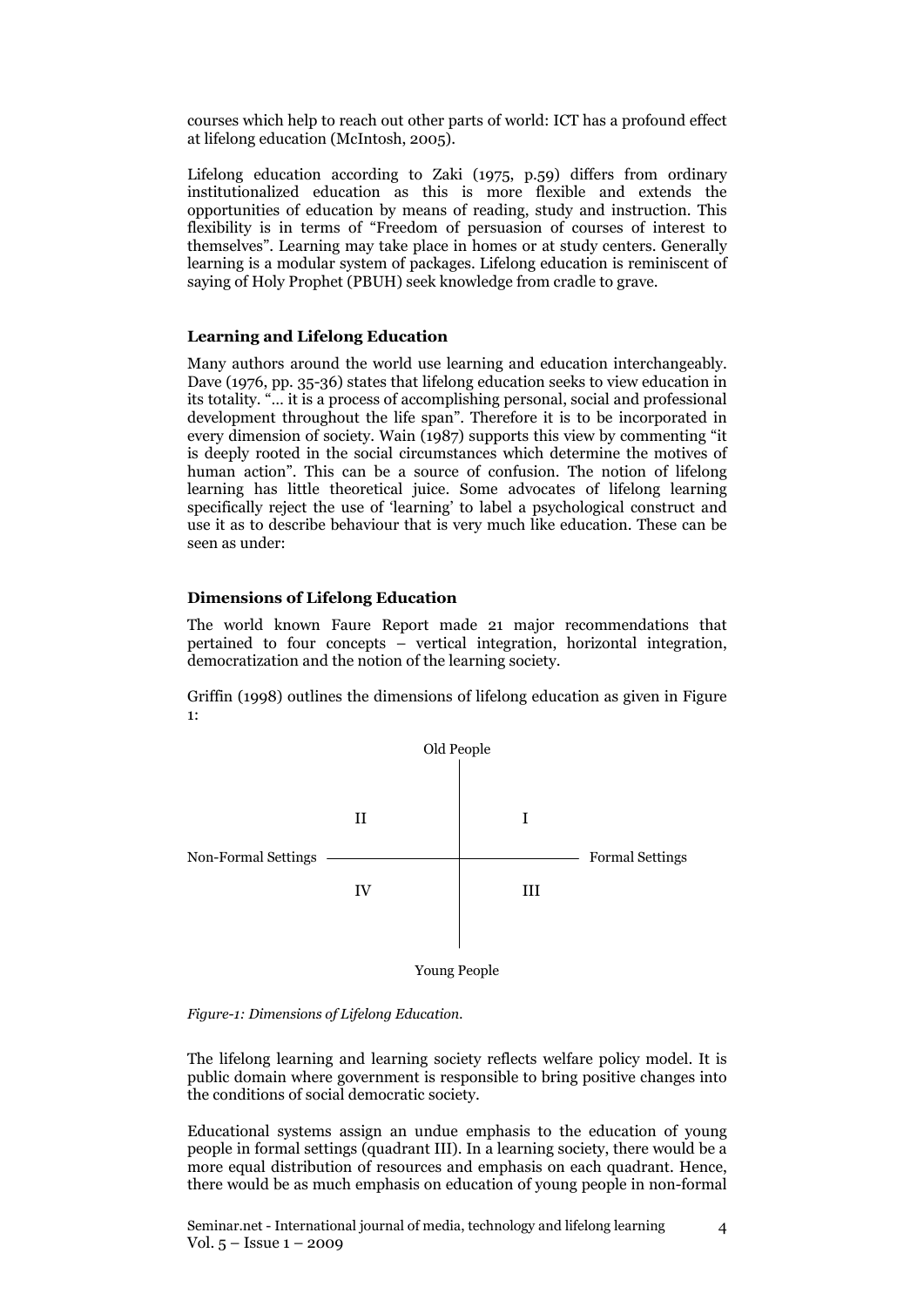courses which help to reach out other parts of world: ICT has a profound effect at lifelong education (McIntosh, 2005).

Lifelong education according to Zaki (1975, p.59) differs from ordinary institutionalized education as this is more flexible and extends the opportunities of education by means of reading, study and instruction. This flexibility is in terms of "Freedom of persuasion of courses of interest to themselves". Learning may take place in homes or at study centers. Generally learning is a modular system of packages. Lifelong education is reminiscent of saying of Holy Prophet (PBUH) seek knowledge from cradle to grave.

### Learning and Lifelong Education

Many authors around the world use learning and education interchangeably. Dave (1976, pp. 35-36) states that lifelong education seeks to view education in its totality. "... it is a process of accomplishing personal, social and professional development throughout the life span". Therefore it is to be incorporated in every dimension of society. Wain (1987) supports this view by commenting "it is deeply rooted in the social circumstances which determine the motives of human action". This can be a source of confusion. The notion of lifelong learning has little theoretical juice. Some advocates of lifelong learning specifically reject the use of 'learning' to label a psychological construct and use it as to describe behaviour that is very much like education. These can be seen as under:

### Dimensions of Lifelong Education

The world known Faure Report made 21 major recommendations that pertained to four concepts – vertical integration, horizontal integration, democratization and the notion of the learning society.

Griffin (1998) outlines the dimensions of lifelong education as given in Figure 1:

Old People

II | I

Non-Formal Settings — Formal Settings

IV | III

Young People

*Figure-1: Dimensions of Lifelong Education.*

The lifelong learning and learning society reflects welfare policy model. It is public domain where government is responsible to bring positive changes into the conditions of social democratic society.

Educational systems assign an undue emphasis to the education of young people in formal settings (quadrant III). In a learning society, there would be a more equal distribution of resources and emphasis on each quadrant. Hence, there would be as much emphasis on education of young people in non-formal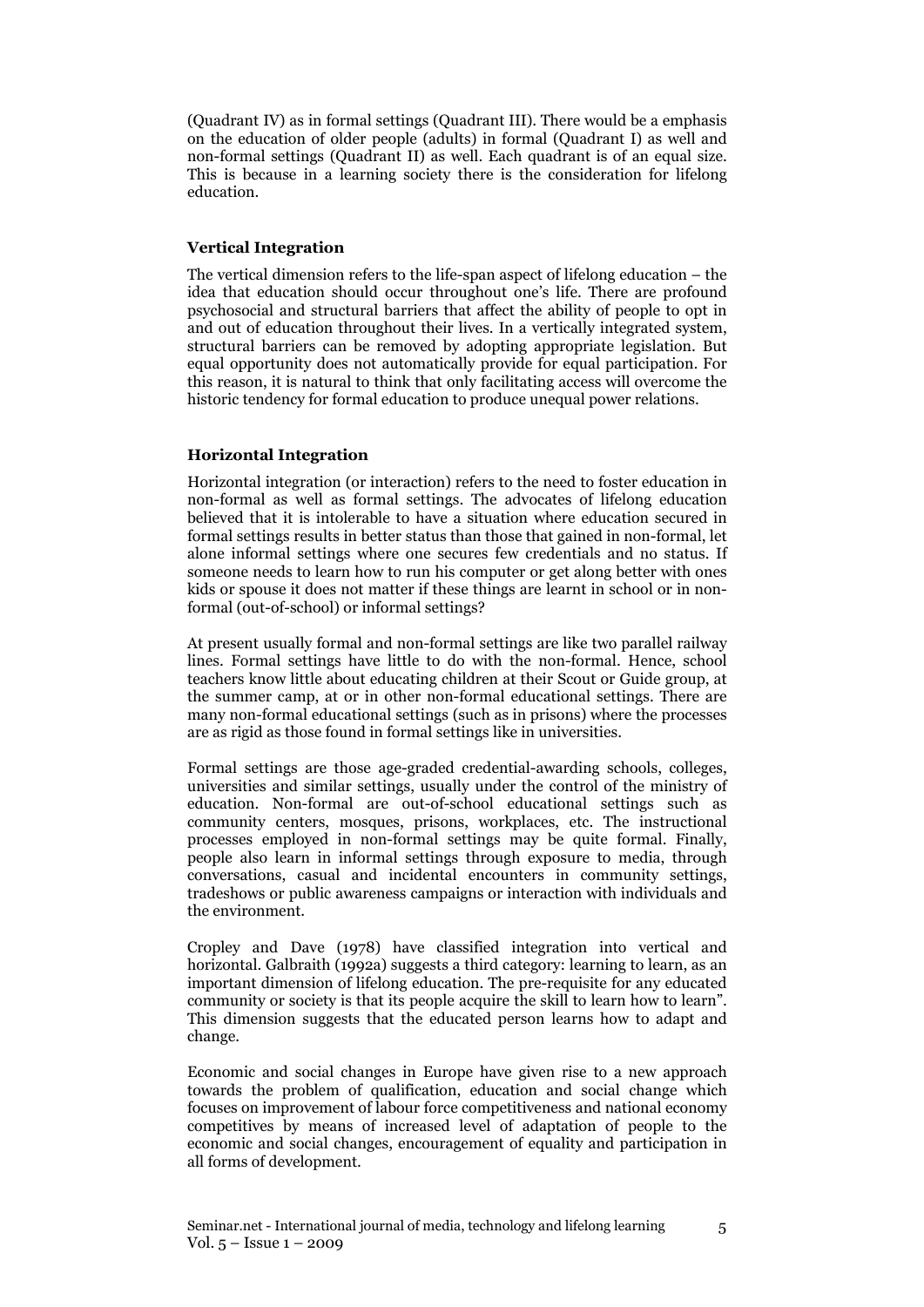(Quadrant IV) as in formal settings (Quadrant III). There would be a emphasis on the education of older people (adults) in formal (Quadrant I) as well and non-formal settings (Quadrant II) as well. Each quadrant is of an equal size. This is because in a learning society there is the consideration for lifelong education.

### Vertical Integration

The vertical dimension refers to the life-span aspect of lifelong education – the idea that education should occur throughout one's life. There are profound psychosocial and structural barriers that affect the ability of people to opt in and out of education throughout their lives. In a vertically integrated system, structural barriers can be removed by adopting appropriate legislation. But equal opportunity does not automatically provide for equal participation. For this reason, it is natural to think that only facilitating access will overcome the historic tendency for formal education to produce unequal power relations.

### Horizontal Integration

Horizontal integration (or interaction) refers to the need to foster education in non-formal as well as formal settings. The advocates of lifelong education believed that it is intolerable to have a situation where education secured in formal settings results in better status than those that gained in non-formal, let alone informal settings where one secures few credentials and no status. If someone needs to learn how to run his computer or get along better with ones kids or spouse it does not matter if these things are learnt in school or in non-formal (out-of-school) or informal settings?

At present usually formal and non-formal settings are like two parallel railway lines. Formal settings have little to do with the non-formal. Hence, school teachers know little about educating children at their Scout or Guide group, at the summer camp, at or in other non-formal educational settings. There are many non-formal educational settings (such as in prisons) where the processes are as rigid as those found in formal settings like in universities.

Formal settings are those age-graded credential-awarding schools, colleges, universities and similar settings, usually under the control of the ministry of education. Non-formal are out-of-school educational settings such as community centers, mosques, prisons, workplaces, etc. The instructional processes employed in non-formal settings may be quite formal. Finally, people also learn in informal settings through exposure to media, through conversations, casual and incidental encounters in community settings, tradeshows or public awareness campaigns or interaction with individuals and the environment.

Cropley and Dave (1978) have classified integration into vertical and horizontal. Galbraith (1992a) suggests a third category: learning to learn, as an important dimension of lifelong education. The pre-requisite for any educated community or society is that its people acquire the skill to learn how to learn". This dimension suggests that the educated person learns how to adapt and change.

Economic and social changes in Europe have given rise to a new approach towards the problem of qualification, education and social change which focuses on improvement of labour force competitiveness and national economy competitives by means of increased level of adaptation of people to the economic and social changes, encouragement of equality and participation in all forms of development.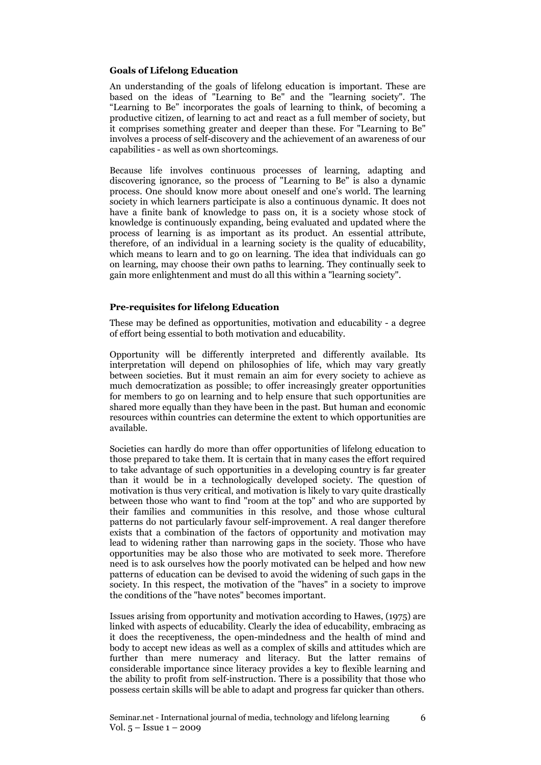**Goals of Lifelong Education**

An understanding of the goals of lifelong education is important. These are based on the ideas of "Learning to Be" and the "learning society". The "Learning to Be" incorporates the goals of learning to think, of becoming a productive citizen, of learning to act and react as a full member of society, but it comprises something greater and deeper than these. For "Learning to Be" involves a process of self-discovery and the achievement of an awareness of our capabilities - as well as own shortcomings.

Because life involves continuous processes of learning, adapting and discovering ignorance, so the process of "Learning to Be" is also a dynamic process. One should know more about oneself and one's world. The learning society in which learners participate is also a continuous dynamic. It does not have a finite bank of knowledge to pass on, it is a society whose stock of knowledge is continuously expanding, being evaluated and updated where the process of learning is as important as its product. An essential attribute, therefore, of an individual in a learning society is the quality of educability, which means to learn and to go on learning. The idea that individuals can go on learning, may choose their own paths to learning. They continually seek to gain more enlightenment and must do all this within a "learning society".

**Pre-requisites for lifelong Education**

These may be defined as opportunities, motivation and educability - a degree of effort being essential to both motivation and educability.

Opportunity will be differently interpreted and differently available. Its interpretation will depend on philosophies of life, which may vary greatly between societies. But it must remain an aim for every society to achieve as much democratization as possible; to offer increasingly greater opportunities for members to go on learning and to help ensure that such opportunities are shared more equally than they have been in the past. But human and economic resources within countries can determine the extent to which opportunities are available.

Societies can hardly do more than offer opportunities of lifelong education to those prepared to take them. It is certain that in many cases the effort required to take advantage of such opportunities in a developing country is far greater than it would be in a technologically developed society. The question of motivation is thus very critical, and motivation is likely to vary quite drastically between those who want to find "room at the top" and who are supported by their families and communities in this resolve, and those whose cultural patterns do not particularly favour self-improvement. A real danger therefore exists that a combination of the factors of opportunity and motivation may lead to widening rather than narrowing gaps in the society. Those who have opportunities may be also those who are motivated to seek more. Therefore need is to ask ourselves how the poorly motivated can be helped and how new patterns of education can be devised to avoid the widening of such gaps in the society. In this respect, the motivation of the "haves" in a society to improve the conditions of the "have notes" becomes important.

Issues arising from opportunity and motivation according to Hawes, (1975) are linked with aspects of educability. Clearly the idea of educability, embracing as it does the receptiveness, the open-mindedness and the health of mind and body to accept new ideas as well as a complex of skills and attitudes which are further than mere numeracy and literacy. But the latter remains of considerable importance since literacy provides a key to flexible learning and the ability to profit from self-instruction. There is a possibility that those who possess certain skills will be able to adapt and progress far quicker than others.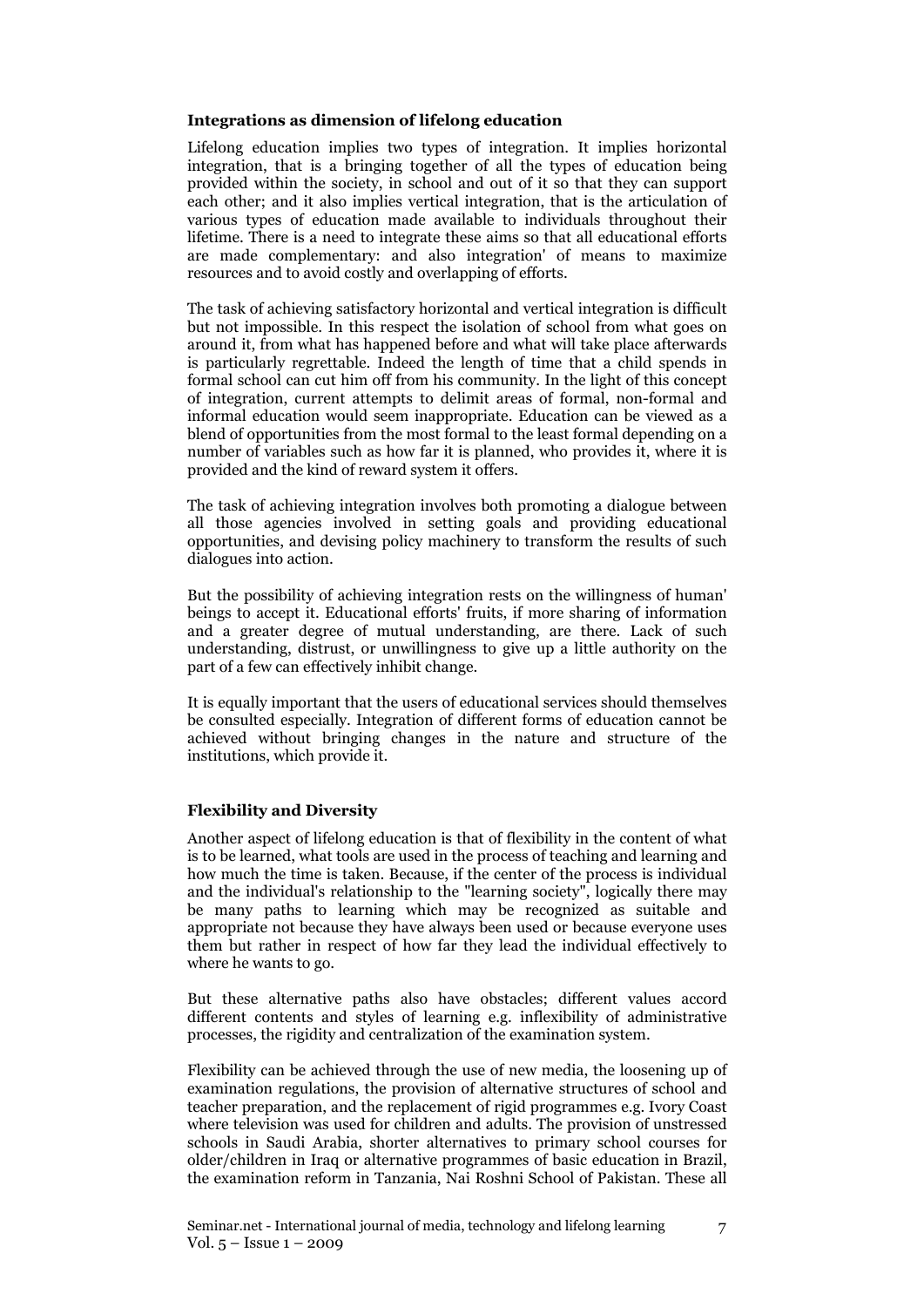### Integrations as dimension of lifelong education

Lifelong education implies two types of integration. It implies horizontal integration, that is a bringing together of all the types of education being provided within the society, in school and out of it so that they can support each other; and it also implies vertical integration, that is the articulation of various types of education made available to individuals throughout their lifetime. There is a need to integrate these aims so that all educational efforts are made complementary: and also integration' of means to maximize resources and to avoid costly and overlapping of efforts.

The task of achieving satisfactory horizontal and vertical integration is difficult but not impossible. In this respect the isolation of school from what goes on around it, from what has happened before and what will take place afterwards is particularly regrettable. Indeed the length of time that a child spends in formal school can cut him off from his community. In the light of this concept of integration, current attempts to delimit areas of formal, non-formal and informal education would seem inappropriate. Education can be viewed as a blend of opportunities from the most formal to the least formal depending on a number of variables such as how far it is planned, who provides it, where it is provided and the kind of reward system it offers.

The task of achieving integration involves both promoting a dialogue between all those agencies involved in setting goals and providing educational opportunities, and devising policy machinery to transform the results of such dialogues into action.

But the possibility of achieving integration rests on the willingness of human' beings to accept it. Educational efforts' fruits, if more sharing of information and a greater degree of mutual understanding, are there. Lack of such understanding, distrust, or unwillingness to give up a little authority on the part of a few can effectively inhibit change.

It is equally important that the users of educational services should themselves be consulted especially. Integration of different forms of education cannot be achieved without bringing changes in the nature and structure of the institutions, which provide it.

### Flexibility and Diversity

Another aspect of lifelong education is that of flexibility in the content of what is to be learned, what tools are used in the process of teaching and learning and how much the time is taken. Because, if the center of the process is individual and the individual's relationship to the "learning society", logically there may be many paths to learning which may be recognized as suitable and appropriate not because they have always been used or because everyone uses them but rather in respect of how far they lead the individual effectively to where he wants to go.

But these alternative paths also have obstacles; different values accord different contents and styles of learning e.g. inflexibility of administrative processes, the rigidity and centralization of the examination system.

Flexibility can be achieved through the use of new media, the loosening up of examination regulations, the provision of alternative structures of school and teacher preparation, and the replacement of rigid programmes e.g. Ivory Coast where television was used for children and adults. The provision of unstressed schools in Saudi Arabia, shorter alternatives to primary school courses for older/children in Iraq or alternative programmes of basic education in Brazil, the examination reform in Tanzania, Nai Roshni School of Pakistan. These all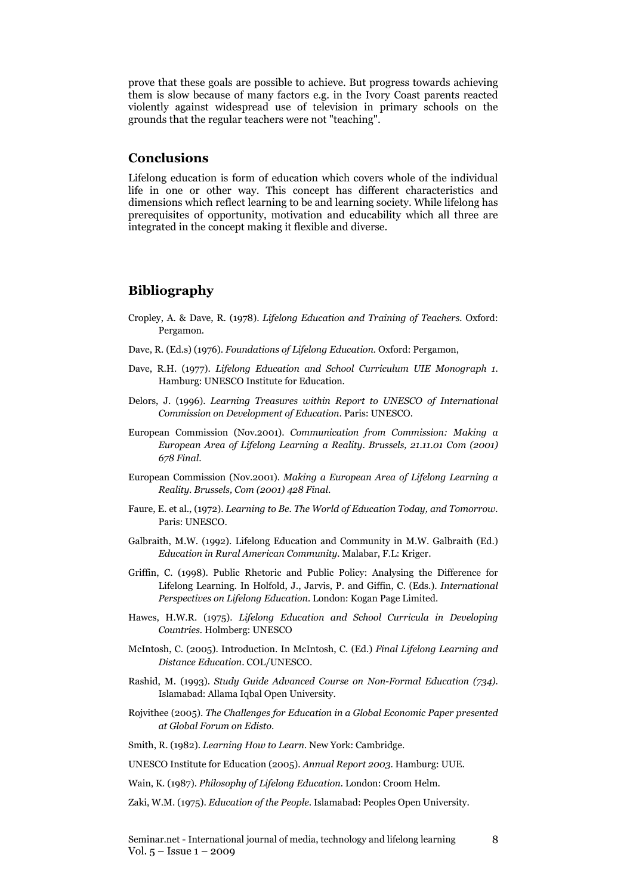prove that these goals are possible to achieve. But progress towards achieving them is slow because of many factors e.g. in the Ivory Coast parents reacted violently against widespread use of television in primary schools on the grounds that the regular teachers were not "teaching".

## Conclusions

Lifelong education is form of education which covers whole of the individual life in one or other way. This concept has different characteristics and dimensions which reflect learning to be and learning society. While lifelong has prerequisites of opportunity, motivation and educability which all three are integrated in the concept making it flexible and diverse.

## Bibliography

Cropley, A. & Dave, R. (1978). *Lifelong Education and Training of Teachers.* Oxford: Pergamon.

Dave, R. (Ed.s) (1976). *Foundations of Lifelong Education.* Oxford: Pergamon,

Dave, R.H. (1977). *Lifelong Education and School Curriculum UIE Monograph 1.* Hamburg: UNESCO Institute for Education.

Delors, J. (1996). *Learning Treasures within Report to UNESCO of International Commission on Development of Education.* Paris: UNESCO.

European Commission (Nov.2001). *Communication from Commission: Making a European Area of Lifelong Learning a Reality. Brussels, 21.11.01 Com (2001) 678 Final.*

European Commission (Nov.2001). *Making a European Area of Lifelong Learning a Reality. Brussels, Com (2001) 428 Final.*

Faure, E. et al., (1972). *Learning to Be. The World of Education Today, and Tomorrow.* Paris: UNESCO.

Galbraith, M.W. (1992). Lifelong Education and Community in M.W. Galbraith (Ed.) *Education in Rural American Community.* Malabar, F.L: Kriger.

Griffin, C. (1998). Public Rhetoric and Public Policy: Analysing the Difference for Lifelong Learning. In Holfold, J., Jarvis, P. and Giffin, C. (Eds.). *International Perspectives on Lifelong Education.* London: Kogan Page Limited.

Hawes, H.W.R. (1975). *Lifelong Education and School Curricula in Developing Countries.* Holmberg: UNESCO

McIntosh, C. (2005). Introduction. In McIntosh, C. (Ed.) *Final Lifelong Learning and Distance Education.* COL/UNESCO.

Rashid, M. (1993). *Study Guide Advanced Course on Non-Formal Education (734).* Islamabad: Allama Iqbal Open University.

Rojvithee (2005). *The Challenges for Education in a Global Economic Paper presented at Global Forum on Edisto.*

Smith, R. (1982). *Learning How to Learn.* New York: Cambridge.

UNESCO Institute for Education (2005). *Annual Report 2003.* Hamburg: UUE.

Wain, K. (1987). *Philosophy of Lifelong Education.* London: Croom Helm.

Zaki, W.M. (1975). *Education of the People.* Islamabad: Peoples Open University.